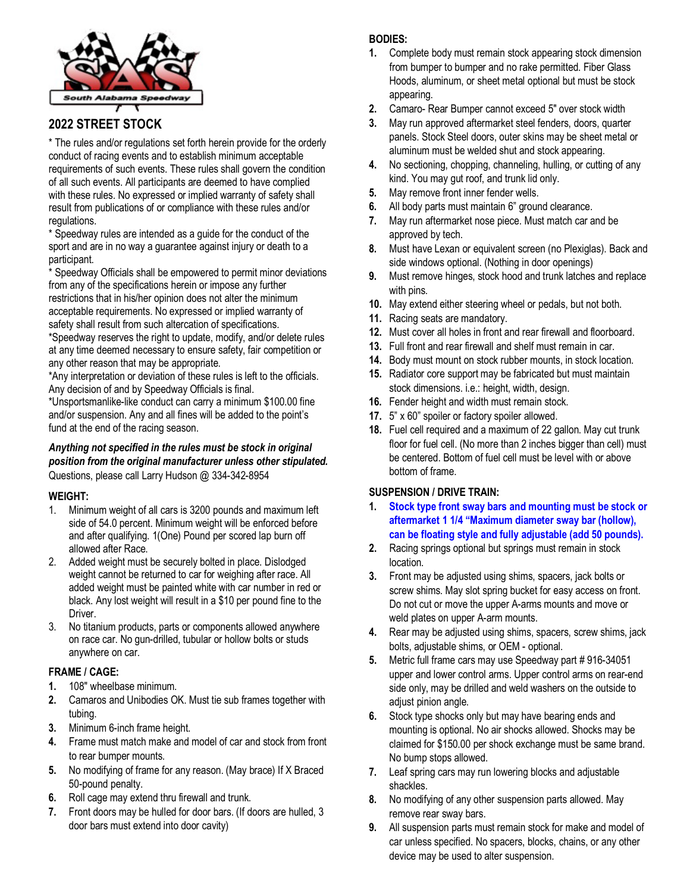# 2022 STREET STOCK

* The rules and/or regulations set forth herein provide for the orderly conduct of racing events and to establish minimum acceptable requirements of such events. These rules shall govern the condition of all such events. All participants are deemed to have complied with these rules. No expressed or implied warranty of safety shall result from publications of or compliance with these rules and/or regulations.

* Speedway rules are intended as a guide for the conduct of the sport and are in no way a guarantee against injury or death to a participant.

* Speedway Officials shall be empowered to permit minor deviations from any of the specifications herein or impose any further restrictions that in his/her opinion does not alter the minimum acceptable requirements. No expressed or implied warranty of safety shall result from such altercation of specifications.

*Speedway reserves the right to update, modify, and/or delete rules at any time deemed necessary to ensure safety, fair competition or any other reason that may be appropriate.

*Any interpretation or deviation of these rules is left to the officials. Any decision of and by Speedway Officials is final.

*Unsportsmanlike-like conduct can carry a minimum $100.00 fine and/or suspension. Any and all fines will be added to the point's fund at the end of the racing season.

***Anything not specified in the rules must be stock in original position from the original manufacturer unless other stipulated.***

Questions, please call Larry Hudson @ 334-342-8954

**WEIGHT:**

1. Minimum weight of all cars is 3200 pounds and maximum left side of 54.0 percent. Minimum weight will be enforced before and after qualifying. 1(One) Pound per scored lap burn off allowed after Race.
2. Added weight must be securely bolted in place. Dislodged weight cannot be returned to car for weighing after race. All added weight must be painted white with car number in red or black. Any lost weight will result in a $10 per pound fine to the Driver.
3. No titanium products, parts or components allowed anywhere on race car. No gun-drilled, tubular or hollow bolts or studs anywhere on car.

**FRAME / CAGE:**

1. 108" wheelbase minimum.
2. Camaros and Unibodies OK. Must tie sub frames together with tubing.
3. Minimum 6-inch frame height.
4. Frame must match make and model of car and stock from front to rear bumper mounts.
5. No modifying of frame for any reason. (May brace) If X Braced 50-pound penalty.
6. Roll cage may extend thru firewall and trunk.
7. Front doors may be hulled for door bars. (If doors are hulled, 3 door bars must extend into door cavity)

**BODIES:**

1. Complete body must remain stock appearing stock dimension from bumper to bumper and no rake permitted. Fiber Glass Hoods, aluminum, or sheet metal optional but must be stock appearing.
2. Camaro- Rear Bumper cannot exceed 5" over stock width
3. May run approved aftermarket steel fenders, doors, quarter panels. Stock Steel doors, outer skins may be sheet metal or aluminum must be welded shut and stock appearing.
4. No sectioning, chopping, channeling, hulling, or cutting of any kind. You may gut roof, and trunk lid only.
5. May remove front inner fender wells.
6. All body parts must maintain 6" ground clearance.
7. May run aftermarket nose piece. Must match car and be approved by tech.
8. Must have Lexan or equivalent screen (no Plexiglas). Back and side windows optional. (Nothing in door openings)
9. Must remove hinges, stock hood and trunk latches and replace with pins.
10. May extend either steering wheel or pedals, but not both.
11. Racing seats are mandatory.
12. Must cover all holes in front and rear firewall and floorboard.
13. Full front and rear firewall and shelf must remain in car.
14. Body must mount on stock rubber mounts, in stock location.
15. Radiator core support may be fabricated but must maintain stock dimensions. i.e.: height, width, design.
16. Fender height and width must remain stock.
17. 5" x 60" spoiler or factory spoiler allowed.
18. Fuel cell required and a maximum of 22 gallon. May cut trunk floor for fuel cell. (No more than 2 inches bigger than cell) must be centered. Bottom of fuel cell must be level with or above bottom of frame.

**SUSPENSION / DRIVE TRAIN:**

1. **Stock type front sway bars and mounting must be stock or aftermarket 1 1/4 "Maximum diameter sway bar (hollow), can be floating style and fully adjustable (add 50 pounds).**
2. Racing springs optional but springs must remain in stock location.
3. Front may be adjusted using shims, spacers, jack bolts or screw shims. May slot spring bucket for easy access on front. Do not cut or move the upper A-arms mounts and move or weld plates on upper A-arm mounts.
4. Rear may be adjusted using shims, spacers, screw shims, jack bolts, adjustable shims, or OEM - optional.
5. Metric full frame cars may use Speedway part # 916-34051 upper and lower control arms. Upper control arms on rear-end side only, may be drilled and weld washers on the outside to adjust pinion angle.
6. Stock type shocks only but may have bearing ends and mounting is optional. No air shocks allowed. Shocks may be claimed for $150.00 per shock exchange must be same brand. No bump stops allowed.
7. Leaf spring cars may run lowering blocks and adjustable shackles.
8. No modifying of any other suspension parts allowed. May remove rear sway bars.
9. All suspension parts must remain stock for make and model of car unless specified. No spacers, blocks, chains, or any other device may be used to alter suspension.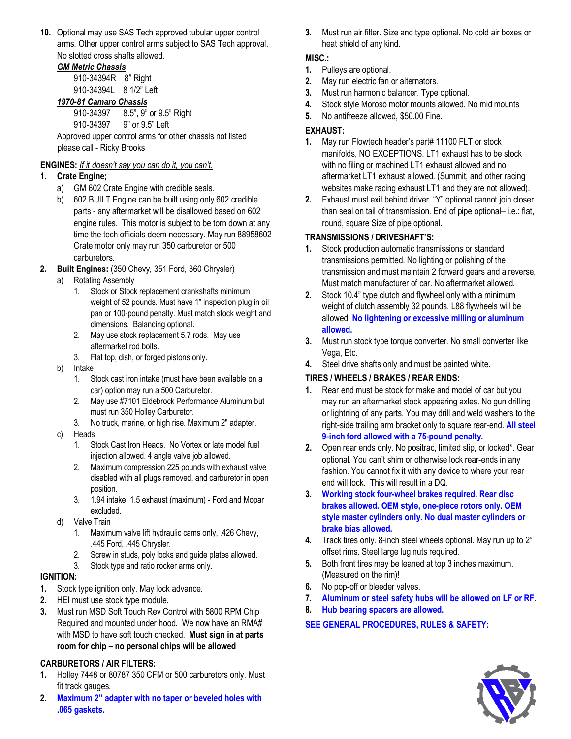10. Optional may use SAS Tech approved tubular upper control arms. Other upper control arms subject to SAS Tech approval. No slotted cross shafts allowed.

    ***GM Metric Chassis***
    910-34394R 8" Right
    910-34394L 8 1/2" Left

    ***1970-81 Camaro Chassis***
    910-34397 8.5", 9" or 9.5" Right
    910-34397 9" or 9.5" Left

    Approved upper control arms for other chassis not listed please call - Ricky Brooks

**ENGINES:** *If it doesn't say you can do it, you can't.*

1. **Crate Engine;**
   a) GM 602 Crate Engine with credible seals.
   b) 602 BUILT Engine can be built using only 602 credible parts - any aftermarket will be disallowed based on 602 engine rules. This motor is subject to be torn down at any time the tech officials deem necessary. May run 88958602 Crate motor only may run 350 carburetor or 500 carburetors.
2. **Built Engines:** (350 Chevy, 351 Ford, 360 Chrysler)
   a) Rotating Assembly
      1. Stock or Stock replacement crankshafts minimum weight of 52 pounds. Must have 1" inspection plug in oil pan or 100-pound penalty. Must match stock weight and dimensions. Balancing optional.
      2. May use stock replacement 5.7 rods. May use aftermarket rod bolts.
      3. Flat top, dish, or forged pistons only.
   b) Intake
      1. Stock cast iron intake (must have been available on a car) option may run a 500 Carburetor.
      2. May use #7101 Eldebrock Performance Aluminum but must run 350 Holley Carburetor.
      3. No truck, marine, or high rise. Maximum 2" adapter.
   c) Heads
      1. Stock Cast Iron Heads. No Vortex or late model fuel injection allowed. 4 angle valve job allowed.
      2. Maximum compression 225 pounds with exhaust valve disabled with all plugs removed, and carburetor in open position.
      3. 1.94 intake, 1.5 exhaust (maximum) - Ford and Mopar excluded.
   d) Valve Train
      1. Maximum valve lift hydraulic cams only, .426 Chevy, .445 Ford, .445 Chrysler.
      2. Screw in studs, poly locks and guide plates allowed.
      3. Stock type and ratio rocker arms only.

**IGNITION:**

1. Stock type ignition only. May lock advance.
2. HEI must use stock type module.
3. Must run MSD Soft Touch Rev Control with 5800 RPM Chip Required and mounted under hood. We now have an RMA# with MSD to have soft touch checked. **Must sign in at parts room for chip – no personal chips will be allowed**

**CARBURETORS / AIR FILTERS:**

1. Holley 7448 or 80787 350 CFM or 500 carburetors only. Must fit track gauges.
2. **Maximum 2" adapter with no taper or beveled holes with .065 gaskets.**
3. Must run air filter. Size and type optional. No cold air boxes or heat shield of any kind.

**MISC.:**

1. Pulleys are optional.
2. May run electric fan or alternators.
3. Must run harmonic balancer. Type optional.
4. Stock style Moroso motor mounts allowed. No mid mounts
5. No antifreeze allowed, $50.00 Fine.

**EXHAUST:**

1. May run Flowtech header's part# 11100 FLT or stock manifolds, NO EXCEPTIONS. LT1 exhaust has to be stock with no filing or machined LT1 exhaust allowed and no aftermarket LT1 exhaust allowed. (Summit, and other racing websites make racing exhaust LT1 and they are not allowed).
2. Exhaust must exit behind driver. "Y" optional cannot join closer than seal on tail of transmission. End of pipe optional– i.e.: flat, round, square Size of pipe optional.

**TRANSMISSIONS / DRIVESHAFT'S:**

1. Stock production automatic transmissions or standard transmissions permitted. No lighting or polishing of the transmission and must maintain 2 forward gears and a reverse. Must match manufacturer of car. No aftermarket allowed.
2. Stock 10.4" type clutch and flywheel only with a minimum weight of clutch assembly 32 pounds. L88 flywheels will be allowed. **No lightening or excessive milling or aluminum allowed.**
3. Must run stock type torque converter. No small converter like Vega, Etc.
4. Steel drive shafts only and must be painted white.

**TIRES / WHEELS / BRAKES / REAR ENDS:**

1. Rear end must be stock for make and model of car but you may run an aftermarket stock appearing axles. No gun drilling or lightning of any parts. You may drill and weld washers to the right-side trailing arm bracket only to square rear-end. **All steel 9-inch ford allowed with a 75-pound penalty.**
2. Open rear ends only. No positrac, limited slip, or locked*. Gear optional. You can't shim or otherwise lock rear-ends in any fashion. You cannot fix it with any device to where your rear end will lock. This will result in a DQ.
3. **Working stock four-wheel brakes required. Rear disc brakes allowed. OEM style, one-piece rotors only. OEM style master cylinders only. No dual master cylinders or brake bias allowed.**
4. Track tires only. 8-inch steel wheels optional. May run up to 2" offset rims. Steel large lug nuts required.
5. Both front tires may be leaned at top 3 inches maximum. (Measured on the rim)!
6. No pop-off or bleeder valves.
7. **Aluminum or steel safety hubs will be allowed on LF or RF.**
8. **Hub bearing spacers are allowed.**

**SEE GENERAL PROCEDURES, RULES & SAFETY:**